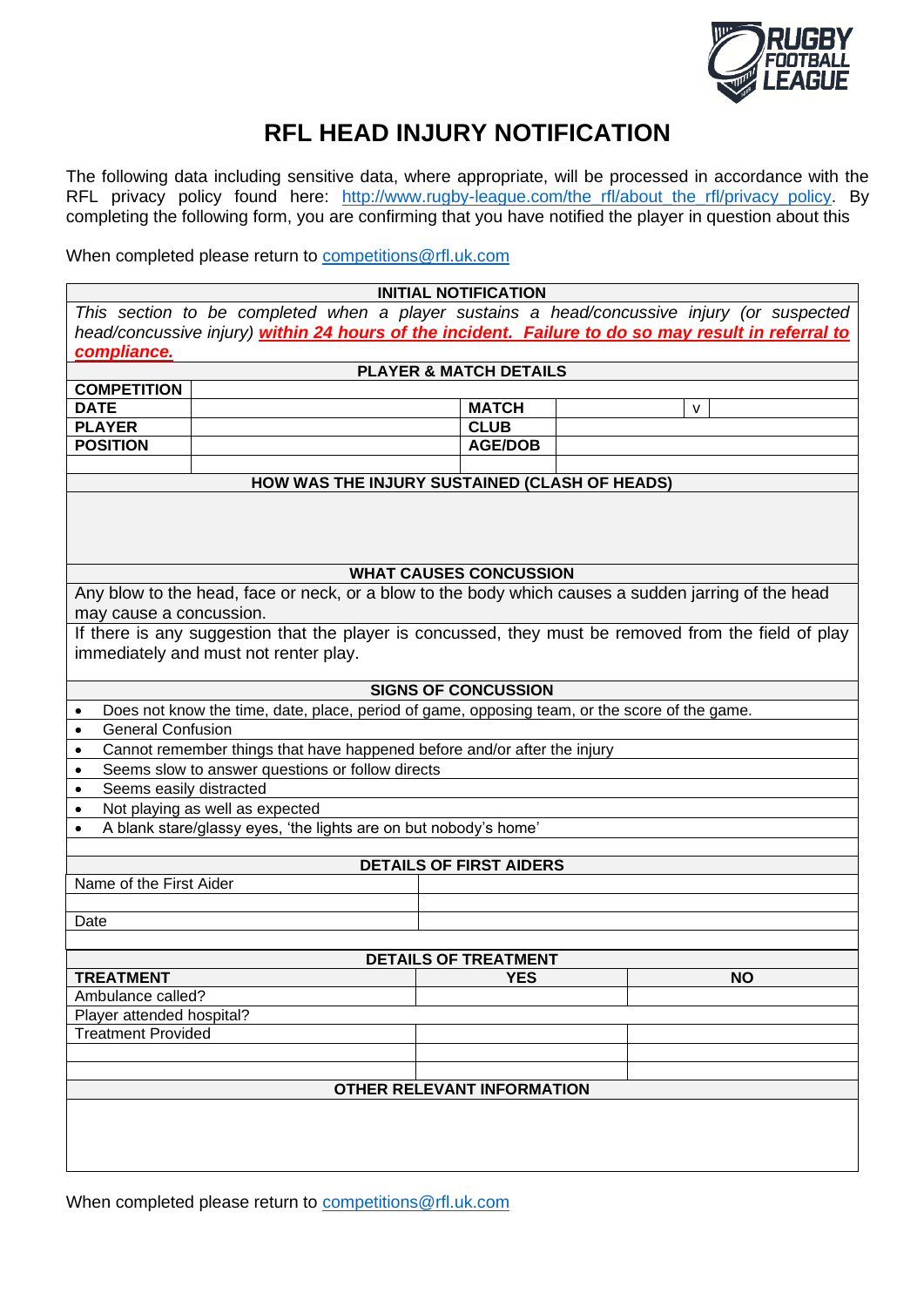# RFL HEAD INJURY NOTIFICATION

The following data including sensitive data, where appropriate, will be processed in accordance with the RFL privacy policy found here: http://www.rugby-league.com/the_rfl/about_the_rfl/privacy_policy. By completing the following form, you are confirming that you have notified the player in question about this

When completed please return to competitions@rfl.uk.com

| INITIAL NOTIFICATION | | | | |
|---|---|---|---|---|
| *This section to be completed when a player sustains a head/concussive injury (or suspected head/concussive injury)* ***within 24 hours of the incident. Failure to do so may result in referral to compliance.*** | | | | |
| **PLAYER & MATCH DETAILS** | | | | |
| **COMPETITION** | | | | |
| **DATE** | | **MATCH** | v | |
| **PLAYER** | | **CLUB** | | |
| **POSITION** | | **AGE/DOB** | | |
| | | | | |

| HOW WAS THE INJURY SUSTAINED (CLASH OF HEADS) |
|---|
| |

| WHAT CAUSES CONCUSSION |
|---|
| Any blow to the head, face or neck, or a blow to the body which causes a sudden jarring of the head may cause a concussion. |
| If there is any suggestion that the player is concussed, they must be removed from the field of play immediately and must not renter play. |

| SIGNS OF CONCUSSION |
|---|
| • Does not know the time, date, place, period of game, opposing team, or the score of the game. |
| • General Confusion |
| • Cannot remember things that have happened before and/or after the injury |
| • Seems slow to answer questions or follow directs |
| • Seems easily distracted |
| • Not playing as well as expected |
| • A blank stare/glassy eyes, 'the lights are on but nobody's home' |
| |

| DETAILS OF FIRST AIDERS | |
|---|---|
| Name of the First Aider | |
| | |
| Date | |

| DETAILS OF TREATMENT | | |
|---|---|---|
| **TREATMENT** | **YES** | **NO** |
| Ambulance called? | | |
| Player attended hospital? | | |
| Treatment Provided | | |
| | | |
| | | |

| OTHER RELEVANT INFORMATION |
|---|
| |

When completed please return to competitions@rfl.uk.com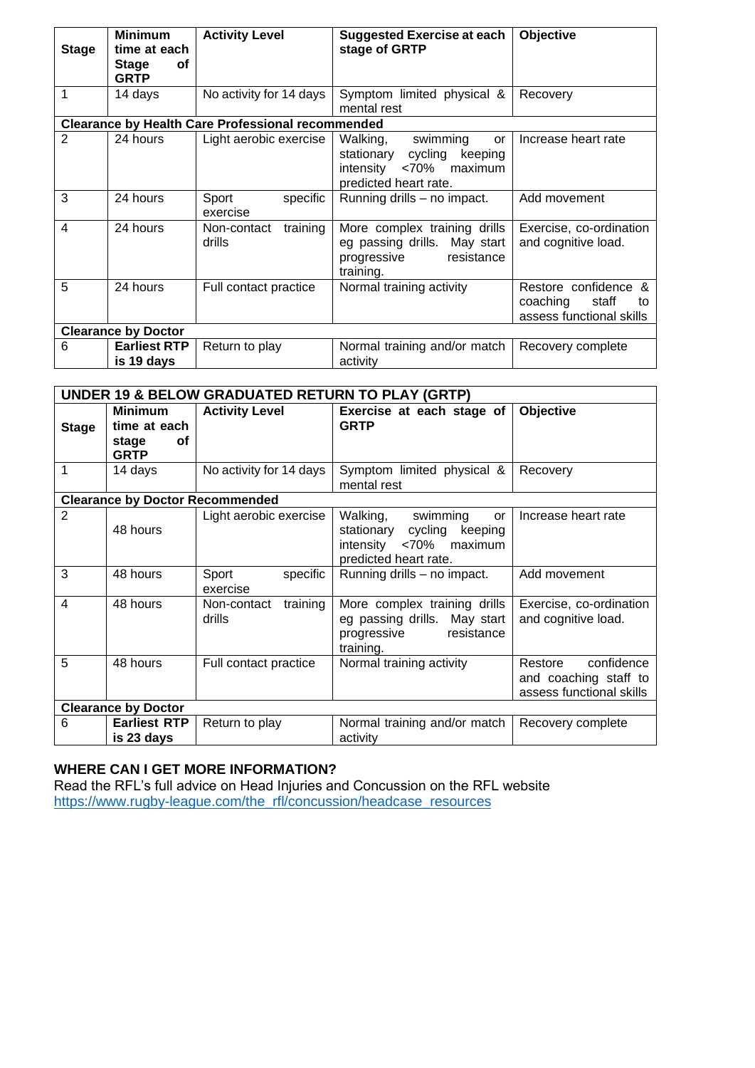| Stage | Minimum time at each Stage of GRTP | Activity Level | Suggested Exercise at each stage of GRTP | Objective |
|---|---|---|---|---|
| 1 | 14 days | No activity for 14 days | Symptom limited physical & mental rest | Recovery |
| **Clearance by Health Care Professional recommended** | | | | |
| 2 | 24 hours | Light aerobic exercise | Walking, swimming or stationary cycling keeping intensity <70% maximum predicted heart rate. | Increase heart rate |
| 3 | 24 hours | Sport specific exercise | Running drills – no impact. | Add movement |
| 4 | 24 hours | Non-contact training drills | More complex training drills eg passing drills. May start progressive resistance training. | Exercise, co-ordination and cognitive load. |
| 5 | 24 hours | Full contact practice | Normal training activity | Restore confidence & coaching staff to assess functional skills |
| **Clearance by Doctor** | | | | |
| 6 | **Earliest RTP is 19 days** | Return to play | Normal training and/or match activity | Recovery complete |

| **UNDER 19 & BELOW GRADUATED RETURN TO PLAY (GRTP)** | | | | |
|---|---|---|---|---|
| **Stage** | **Minimum time at each stage of GRTP** | **Activity Level** | **Exercise at each stage of GRTP** | **Objective** |
| 1 | 14 days | No activity for 14 days | Symptom limited physical & mental rest | Recovery |
| **Clearance by Doctor Recommended** | | | | |
| 2 | 48 hours | Light aerobic exercise | Walking, swimming or stationary cycling keeping intensity <70% maximum predicted heart rate. | Increase heart rate |
| 3 | 48 hours | Sport specific exercise | Running drills – no impact. | Add movement |
| 4 | 48 hours | Non-contact training drills | More complex training drills eg passing drills. May start progressive resistance training. | Exercise, co-ordination and cognitive load. |
| 5 | 48 hours | Full contact practice | Normal training activity | Restore confidence and coaching staff to assess functional skills |
| **Clearance by Doctor** | | | | |
| 6 | **Earliest RTP is 23 days** | Return to play | Normal training and/or match activity | Recovery complete |

## WHERE CAN I GET MORE INFORMATION?

Read the RFL's full advice on Head Injuries and Concussion on the RFL website
https://www.rugby-league.com/the_rfl/concussion/headcase_resources